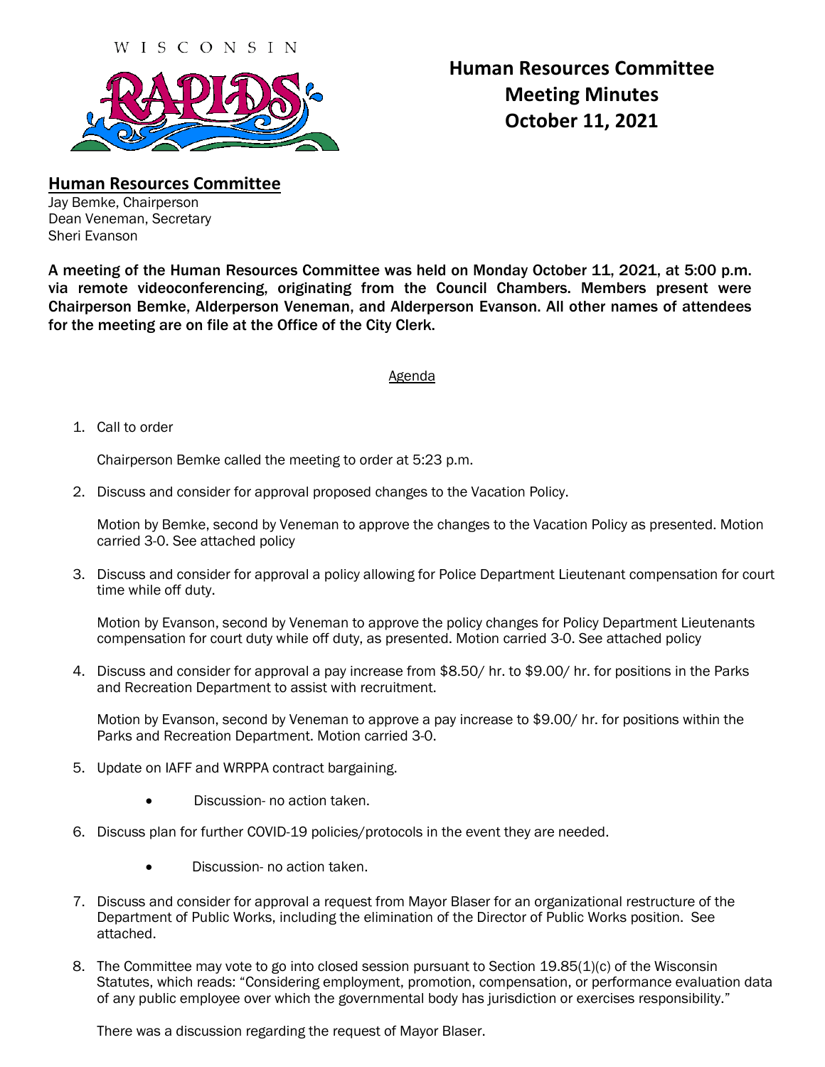WISCONSIN RAPIDS

# Human Resources Committee Meeting Minutes October 11, 2021

## Human Resources Committee

Jay Bemke, Chairperson
Dean Veneman, Secretary
Sheri Evanson

**A meeting of the Human Resources Committee was held on Monday October 11, 2021, at 5:00 p.m. via remote videoconferencing, originating from the Council Chambers. Members present were Chairperson Bemke, Alderperson Veneman, and Alderperson Evanson. All other names of attendees for the meeting are on file at the Office of the City Clerk.**

Agenda

1. Call to order

   Chairperson Bemke called the meeting to order at 5:23 p.m.

2. Discuss and consider for approval proposed changes to the Vacation Policy.

   Motion by Bemke, second by Veneman to approve the changes to the Vacation Policy as presented. Motion carried 3-0. See attached policy

3. Discuss and consider for approval a policy allowing for Police Department Lieutenant compensation for court time while off duty.

   Motion by Evanson, second by Veneman to approve the policy changes for Policy Department Lieutenants compensation for court duty while off duty, as presented. Motion carried 3-0. See attached policy

4. Discuss and consider for approval a pay increase from $8.50/ hr. to $9.00/ hr. for positions in the Parks and Recreation Department to assist with recruitment.

   Motion by Evanson, second by Veneman to approve a pay increase to $9.00/ hr. for positions within the Parks and Recreation Department. Motion carried 3-0.

5. Update on IAFF and WRPPA contract bargaining.

   - Discussion- no action taken.

6. Discuss plan for further COVID-19 policies/protocols in the event they are needed.

   - Discussion- no action taken.

7. Discuss and consider for approval a request from Mayor Blaser for an organizational restructure of the Department of Public Works, including the elimination of the Director of Public Works position. See attached.

8. The Committee may vote to go into closed session pursuant to Section 19.85(1)(c) of the Wisconsin Statutes, which reads: "Considering employment, promotion, compensation, or performance evaluation data of any public employee over which the governmental body has jurisdiction or exercises responsibility."

   There was a discussion regarding the request of Mayor Blaser.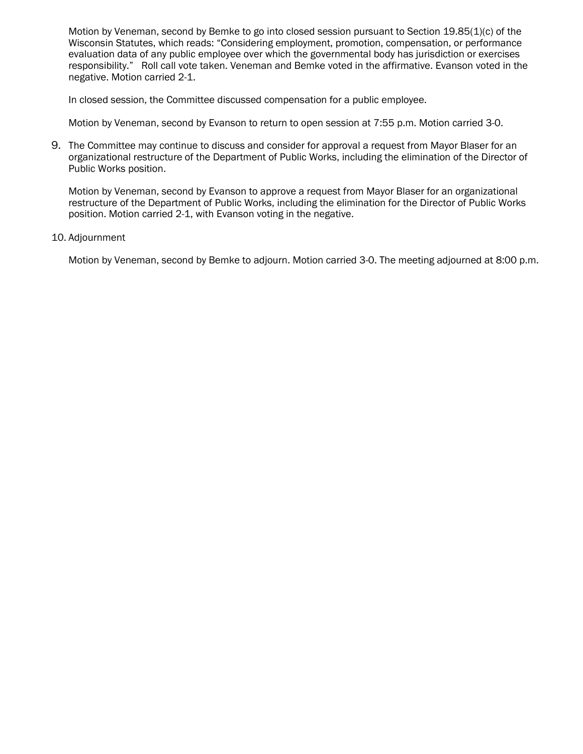Motion by Veneman, second by Bemke to go into closed session pursuant to Section 19.85(1)(c) of the Wisconsin Statutes, which reads: "Considering employment, promotion, compensation, or performance evaluation data of any public employee over which the governmental body has jurisdiction or exercises responsibility." Roll call vote taken. Veneman and Bemke voted in the affirmative. Evanson voted in the negative. Motion carried 2-1.

In closed session, the Committee discussed compensation for a public employee.

Motion by Veneman, second by Evanson to return to open session at 7:55 p.m. Motion carried 3-0.

9. The Committee may continue to discuss and consider for approval a request from Mayor Blaser for an organizational restructure of the Department of Public Works, including the elimination of the Director of Public Works position.

   Motion by Veneman, second by Evanson to approve a request from Mayor Blaser for an organizational restructure of the Department of Public Works, including the elimination for the Director of Public Works position. Motion carried 2-1, with Evanson voting in the negative.

10. Adjournment

    Motion by Veneman, second by Bemke to adjourn. Motion carried 3-0. The meeting adjourned at 8:00 p.m.